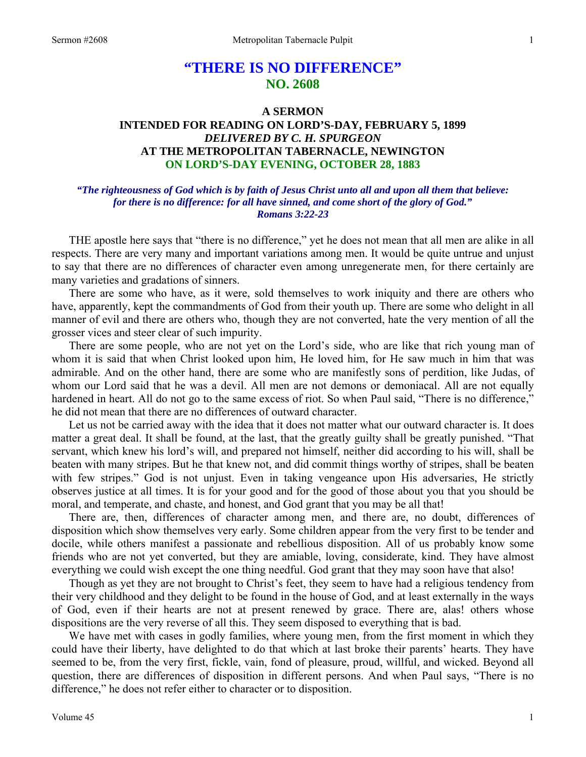# "THERE IS NO DIFFERENCE"
## NO. 2608

### A SERMON
### INTENDED FOR READING ON LORD'S-DAY, FEBRUARY 5, 1899
### *DELIVERED BY C. H. SPURGEON*
### AT THE METROPOLITAN TABERNACLE, NEWINGTON
### ON LORD'S-DAY EVENING, OCTOBER 28, 1883

***"The righteousness of God which is by faith of Jesus Christ unto all and upon all them that believe: for there is no difference: for all have sinned, and come short of the glory of God."***
***Romans 3:22-23***

THE apostle here says that "there is no difference," yet he does not mean that all men are alike in all respects. There are very many and important variations among men. It would be quite untrue and unjust to say that there are no differences of character even among unregenerate men, for there certainly are many varieties and gradations of sinners.

There are some who have, as it were, sold themselves to work iniquity and there are others who have, apparently, kept the commandments of God from their youth up. There are some who delight in all manner of evil and there are others who, though they are not converted, hate the very mention of all the grosser vices and steer clear of such impurity.

There are some people, who are not yet on the Lord's side, who are like that rich young man of whom it is said that when Christ looked upon him, He loved him, for He saw much in him that was admirable. And on the other hand, there are some who are manifestly sons of perdition, like Judas, of whom our Lord said that he was a devil. All men are not demons or demoniacal. All are not equally hardened in heart. All do not go to the same excess of riot. So when Paul said, "There is no difference," he did not mean that there are no differences of outward character.

Let us not be carried away with the idea that it does not matter what our outward character is. It does matter a great deal. It shall be found, at the last, that the greatly guilty shall be greatly punished. "That servant, which knew his lord's will, and prepared not himself, neither did according to his will, shall be beaten with many stripes. But he that knew not, and did commit things worthy of stripes, shall be beaten with few stripes." God is not unjust. Even in taking vengeance upon His adversaries, He strictly observes justice at all times. It is for your good and for the good of those about you that you should be moral, and temperate, and chaste, and honest, and God grant that you may be all that!

There are, then, differences of character among men, and there are, no doubt, differences of disposition which show themselves very early. Some children appear from the very first to be tender and docile, while others manifest a passionate and rebellious disposition. All of us probably know some friends who are not yet converted, but they are amiable, loving, considerate, kind. They have almost everything we could wish except the one thing needful. God grant that they may soon have that also!

Though as yet they are not brought to Christ's feet, they seem to have had a religious tendency from their very childhood and they delight to be found in the house of God, and at least externally in the ways of God, even if their hearts are not at present renewed by grace. There are, alas! others whose dispositions are the very reverse of all this. They seem disposed to everything that is bad.

We have met with cases in godly families, where young men, from the first moment in which they could have their liberty, have delighted to do that which at last broke their parents' hearts. They have seemed to be, from the very first, fickle, vain, fond of pleasure, proud, willful, and wicked. Beyond all question, there are differences of disposition in different persons. And when Paul says, "There is no difference," he does not refer either to character or to disposition.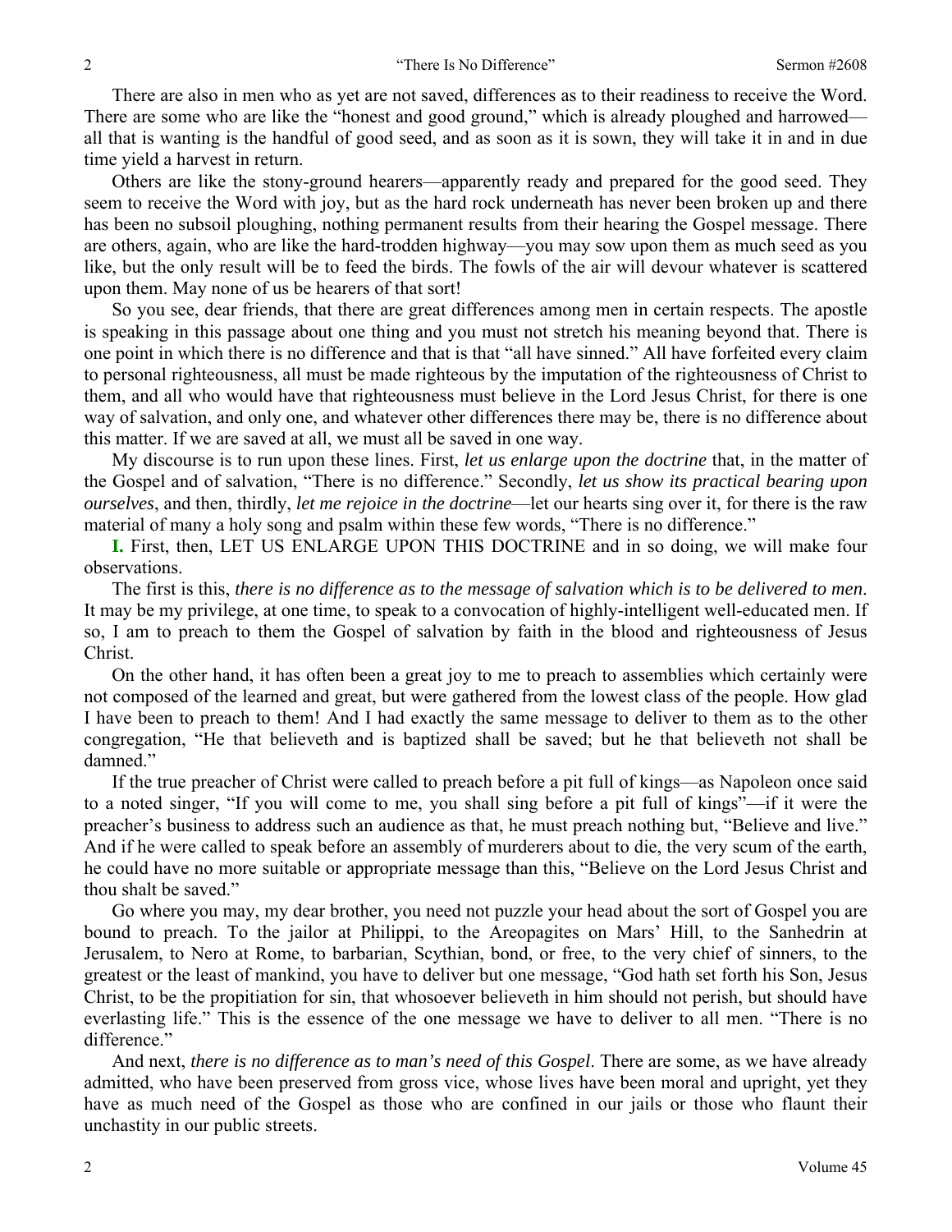There are also in men who as yet are not saved, differences as to their readiness to receive the Word. There are some who are like the "honest and good ground," which is already ploughed and harrowed—all that is wanting is the handful of good seed, and as soon as it is sown, they will take it in and in due time yield a harvest in return.

Others are like the stony-ground hearers—apparently ready and prepared for the good seed. They seem to receive the Word with joy, but as the hard rock underneath has never been broken up and there has been no subsoil ploughing, nothing permanent results from their hearing the Gospel message. There are others, again, who are like the hard-trodden highway—you may sow upon them as much seed as you like, but the only result will be to feed the birds. The fowls of the air will devour whatever is scattered upon them. May none of us be hearers of that sort!

So you see, dear friends, that there are great differences among men in certain respects. The apostle is speaking in this passage about one thing and you must not stretch his meaning beyond that. There is one point in which there is no difference and that is that "all have sinned." All have forfeited every claim to personal righteousness, all must be made righteous by the imputation of the righteousness of Christ to them, and all who would have that righteousness must believe in the Lord Jesus Christ, for there is one way of salvation, and only one, and whatever other differences there may be, there is no difference about this matter. If we are saved at all, we must all be saved in one way.

My discourse is to run upon these lines. First, *let us enlarge upon the doctrine* that, in the matter of the Gospel and of salvation, "There is no difference." Secondly, *let us show its practical bearing upon ourselves*, and then, thirdly, *let me rejoice in the doctrine*—let our hearts sing over it, for there is the raw material of many a holy song and psalm within these few words, "There is no difference."

**I.** First, then, LET US ENLARGE UPON THIS DOCTRINE and in so doing, we will make four observations.

The first is this, *there is no difference as to the message of salvation which is to be delivered to men*. It may be my privilege, at one time, to speak to a convocation of highly-intelligent well-educated men. If so, I am to preach to them the Gospel of salvation by faith in the blood and righteousness of Jesus Christ.

On the other hand, it has often been a great joy to me to preach to assemblies which certainly were not composed of the learned and great, but were gathered from the lowest class of the people. How glad I have been to preach to them! And I had exactly the same message to deliver to them as to the other congregation, "He that believeth and is baptized shall be saved; but he that believeth not shall be damned."

If the true preacher of Christ were called to preach before a pit full of kings—as Napoleon once said to a noted singer, "If you will come to me, you shall sing before a pit full of kings"—if it were the preacher's business to address such an audience as that, he must preach nothing but, "Believe and live." And if he were called to speak before an assembly of murderers about to die, the very scum of the earth, he could have no more suitable or appropriate message than this, "Believe on the Lord Jesus Christ and thou shalt be saved."

Go where you may, my dear brother, you need not puzzle your head about the sort of Gospel you are bound to preach. To the jailor at Philippi, to the Areopagites on Mars' Hill, to the Sanhedrin at Jerusalem, to Nero at Rome, to barbarian, Scythian, bond, or free, to the very chief of sinners, to the greatest or the least of mankind, you have to deliver but one message, "God hath set forth his Son, Jesus Christ, to be the propitiation for sin, that whosoever believeth in him should not perish, but should have everlasting life." This is the essence of the one message we have to deliver to all men. "There is no difference."

And next, *there is no difference as to man's need of this Gospel*. There are some, as we have already admitted, who have been preserved from gross vice, whose lives have been moral and upright, yet they have as much need of the Gospel as those who are confined in our jails or those who flaunt their unchastity in our public streets.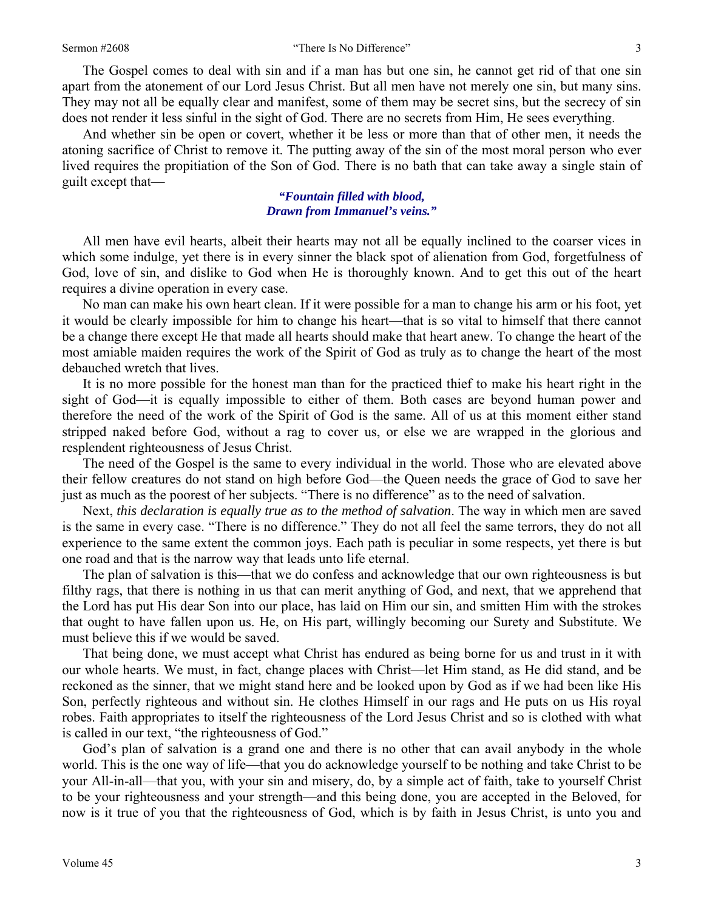The Gospel comes to deal with sin and if a man has but one sin, he cannot get rid of that one sin apart from the atonement of our Lord Jesus Christ. But all men have not merely one sin, but many sins. They may not all be equally clear and manifest, some of them may be secret sins, but the secrecy of sin does not render it less sinful in the sight of God. There are no secrets from Him, He sees everything.

And whether sin be open or covert, whether it be less or more than that of other men, it needs the atoning sacrifice of Christ to remove it. The putting away of the sin of the most moral person who ever lived requires the propitiation of the Son of God. There is no bath that can take away a single stain of guilt except that—

> ***"Fountain filled with blood,***
> ***Drawn from Immanuel's veins."***

All men have evil hearts, albeit their hearts may not all be equally inclined to the coarser vices in which some indulge, yet there is in every sinner the black spot of alienation from God, forgetfulness of God, love of sin, and dislike to God when He is thoroughly known. And to get this out of the heart requires a divine operation in every case.

No man can make his own heart clean. If it were possible for a man to change his arm or his foot, yet it would be clearly impossible for him to change his heart—that is so vital to himself that there cannot be a change there except He that made all hearts should make that heart anew. To change the heart of the most amiable maiden requires the work of the Spirit of God as truly as to change the heart of the most debauched wretch that lives.

It is no more possible for the honest man than for the practiced thief to make his heart right in the sight of God—it is equally impossible to either of them. Both cases are beyond human power and therefore the need of the work of the Spirit of God is the same. All of us at this moment either stand stripped naked before God, without a rag to cover us, or else we are wrapped in the glorious and resplendent righteousness of Jesus Christ.

The need of the Gospel is the same to every individual in the world. Those who are elevated above their fellow creatures do not stand on high before God—the Queen needs the grace of God to save her just as much as the poorest of her subjects. "There is no difference" as to the need of salvation.

Next, *this declaration is equally true as to the method of salvation*. The way in which men are saved is the same in every case. "There is no difference." They do not all feel the same terrors, they do not all experience to the same extent the common joys. Each path is peculiar in some respects, yet there is but one road and that is the narrow way that leads unto life eternal.

The plan of salvation is this—that we do confess and acknowledge that our own righteousness is but filthy rags, that there is nothing in us that can merit anything of God, and next, that we apprehend that the Lord has put His dear Son into our place, has laid on Him our sin, and smitten Him with the strokes that ought to have fallen upon us. He, on His part, willingly becoming our Surety and Substitute. We must believe this if we would be saved.

That being done, we must accept what Christ has endured as being borne for us and trust in it with our whole hearts. We must, in fact, change places with Christ—let Him stand, as He did stand, and be reckoned as the sinner, that we might stand here and be looked upon by God as if we had been like His Son, perfectly righteous and without sin. He clothes Himself in our rags and He puts on us His royal robes. Faith appropriates to itself the righteousness of the Lord Jesus Christ and so is clothed with what is called in our text, "the righteousness of God."

God's plan of salvation is a grand one and there is no other that can avail anybody in the whole world. This is the one way of life—that you do acknowledge yourself to be nothing and take Christ to be your All-in-all—that you, with your sin and misery, do, by a simple act of faith, take to yourself Christ to be your righteousness and your strength—and this being done, you are accepted in the Beloved, for now is it true of you that the righteousness of God, which is by faith in Jesus Christ, is unto you and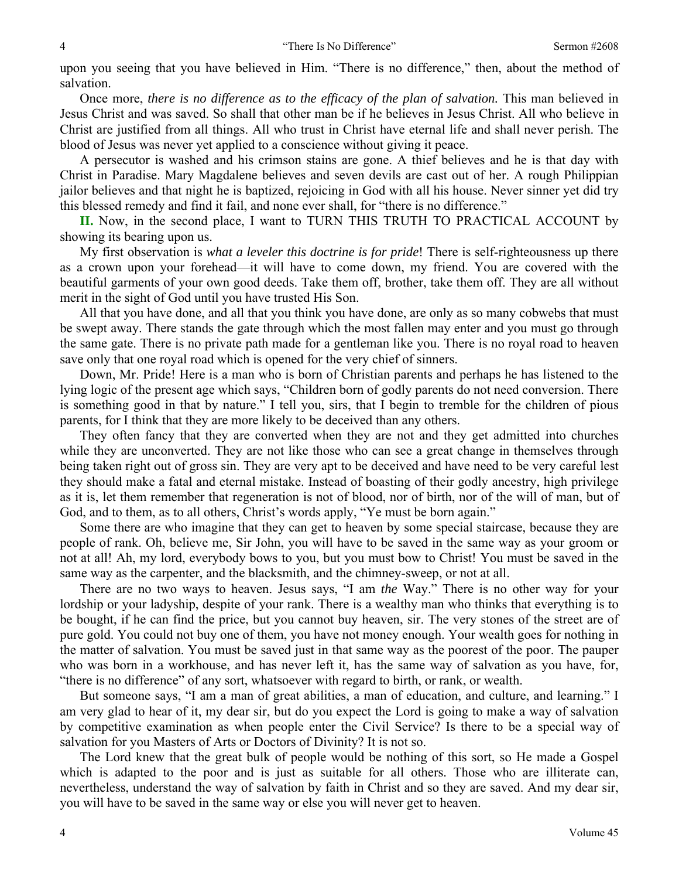upon you seeing that you have believed in Him. "There is no difference," then, about the method of salvation.

Once more, *there is no difference as to the efficacy of the plan of salvation.* This man believed in Jesus Christ and was saved. So shall that other man be if he believes in Jesus Christ. All who believe in Christ are justified from all things. All who trust in Christ have eternal life and shall never perish. The blood of Jesus was never yet applied to a conscience without giving it peace.

A persecutor is washed and his crimson stains are gone. A thief believes and he is that day with Christ in Paradise. Mary Magdalene believes and seven devils are cast out of her. A rough Philippian jailor believes and that night he is baptized, rejoicing in God with all his house. Never sinner yet did try this blessed remedy and find it fail, and none ever shall, for "there is no difference."

**II.** Now, in the second place, I want to TURN THIS TRUTH TO PRACTICAL ACCOUNT by showing its bearing upon us.

My first observation is *what a leveler this doctrine is for pride*! There is self-righteousness up there as a crown upon your forehead—it will have to come down, my friend. You are covered with the beautiful garments of your own good deeds. Take them off, brother, take them off. They are all without merit in the sight of God until you have trusted His Son.

All that you have done, and all that you think you have done, are only as so many cobwebs that must be swept away. There stands the gate through which the most fallen may enter and you must go through the same gate. There is no private path made for a gentleman like you. There is no royal road to heaven save only that one royal road which is opened for the very chief of sinners.

Down, Mr. Pride! Here is a man who is born of Christian parents and perhaps he has listened to the lying logic of the present age which says, "Children born of godly parents do not need conversion. There is something good in that by nature." I tell you, sirs, that I begin to tremble for the children of pious parents, for I think that they are more likely to be deceived than any others.

They often fancy that they are converted when they are not and they get admitted into churches while they are unconverted. They are not like those who can see a great change in themselves through being taken right out of gross sin. They are very apt to be deceived and have need to be very careful lest they should make a fatal and eternal mistake. Instead of boasting of their godly ancestry, high privilege as it is, let them remember that regeneration is not of blood, nor of birth, nor of the will of man, but of God, and to them, as to all others, Christ's words apply, "Ye must be born again."

Some there are who imagine that they can get to heaven by some special staircase, because they are people of rank. Oh, believe me, Sir John, you will have to be saved in the same way as your groom or not at all! Ah, my lord, everybody bows to you, but you must bow to Christ! You must be saved in the same way as the carpenter, and the blacksmith, and the chimney-sweep, or not at all.

There are no two ways to heaven. Jesus says, "I am *the* Way." There is no other way for your lordship or your ladyship, despite of your rank. There is a wealthy man who thinks that everything is to be bought, if he can find the price, but you cannot buy heaven, sir. The very stones of the street are of pure gold. You could not buy one of them, you have not money enough. Your wealth goes for nothing in the matter of salvation. You must be saved just in that same way as the poorest of the poor. The pauper who was born in a workhouse, and has never left it, has the same way of salvation as you have, for, "there is no difference" of any sort, whatsoever with regard to birth, or rank, or wealth.

But someone says, "I am a man of great abilities, a man of education, and culture, and learning." I am very glad to hear of it, my dear sir, but do you expect the Lord is going to make a way of salvation by competitive examination as when people enter the Civil Service? Is there to be a special way of salvation for you Masters of Arts or Doctors of Divinity? It is not so.

The Lord knew that the great bulk of people would be nothing of this sort, so He made a Gospel which is adapted to the poor and is just as suitable for all others. Those who are illiterate can, nevertheless, understand the way of salvation by faith in Christ and so they are saved. And my dear sir, you will have to be saved in the same way or else you will never get to heaven.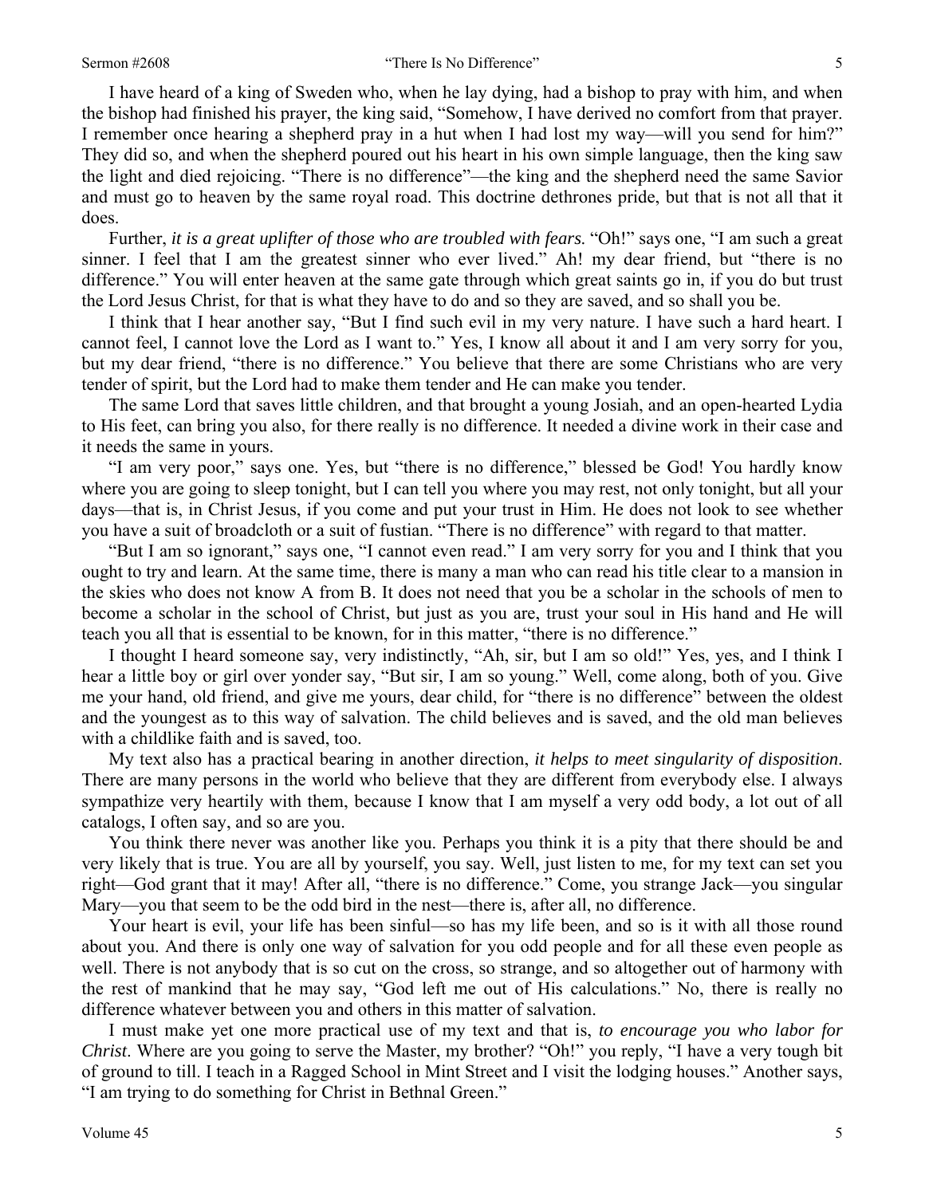I have heard of a king of Sweden who, when he lay dying, had a bishop to pray with him, and when the bishop had finished his prayer, the king said, "Somehow, I have derived no comfort from that prayer. I remember once hearing a shepherd pray in a hut when I had lost my way—will you send for him?" They did so, and when the shepherd poured out his heart in his own simple language, then the king saw the light and died rejoicing. "There is no difference"—the king and the shepherd need the same Savior and must go to heaven by the same royal road. This doctrine dethrones pride, but that is not all that it does.

Further, *it is a great uplifter of those who are troubled with fears*. "Oh!" says one, "I am such a great sinner. I feel that I am the greatest sinner who ever lived." Ah! my dear friend, but "there is no difference." You will enter heaven at the same gate through which great saints go in, if you do but trust the Lord Jesus Christ, for that is what they have to do and so they are saved, and so shall you be.

I think that I hear another say, "But I find such evil in my very nature. I have such a hard heart. I cannot feel, I cannot love the Lord as I want to." Yes, I know all about it and I am very sorry for you, but my dear friend, "there is no difference." You believe that there are some Christians who are very tender of spirit, but the Lord had to make them tender and He can make you tender.

The same Lord that saves little children, and that brought a young Josiah, and an open-hearted Lydia to His feet, can bring you also, for there really is no difference. It needed a divine work in their case and it needs the same in yours.

"I am very poor," says one. Yes, but "there is no difference," blessed be God! You hardly know where you are going to sleep tonight, but I can tell you where you may rest, not only tonight, but all your days—that is, in Christ Jesus, if you come and put your trust in Him. He does not look to see whether you have a suit of broadcloth or a suit of fustian. "There is no difference" with regard to that matter.

"But I am so ignorant," says one, "I cannot even read." I am very sorry for you and I think that you ought to try and learn. At the same time, there is many a man who can read his title clear to a mansion in the skies who does not know A from B. It does not need that you be a scholar in the schools of men to become a scholar in the school of Christ, but just as you are, trust your soul in His hand and He will teach you all that is essential to be known, for in this matter, "there is no difference."

I thought I heard someone say, very indistinctly, "Ah, sir, but I am so old!" Yes, yes, and I think I hear a little boy or girl over yonder say, "But sir, I am so young." Well, come along, both of you. Give me your hand, old friend, and give me yours, dear child, for "there is no difference" between the oldest and the youngest as to this way of salvation. The child believes and is saved, and the old man believes with a childlike faith and is saved, too.

My text also has a practical bearing in another direction, *it helps to meet singularity of disposition*. There are many persons in the world who believe that they are different from everybody else. I always sympathize very heartily with them, because I know that I am myself a very odd body, a lot out of all catalogs, I often say, and so are you.

You think there never was another like you. Perhaps you think it is a pity that there should be and very likely that is true. You are all by yourself, you say. Well, just listen to me, for my text can set you right—God grant that it may! After all, "there is no difference." Come, you strange Jack—you singular Mary—you that seem to be the odd bird in the nest—there is, after all, no difference.

Your heart is evil, your life has been sinful—so has my life been, and so is it with all those round about you. And there is only one way of salvation for you odd people and for all these even people as well. There is not anybody that is so cut on the cross, so strange, and so altogether out of harmony with the rest of mankind that he may say, "God left me out of His calculations." No, there is really no difference whatever between you and others in this matter of salvation.

I must make yet one more practical use of my text and that is, *to encourage you who labor for Christ*. Where are you going to serve the Master, my brother? "Oh!" you reply, "I have a very tough bit of ground to till. I teach in a Ragged School in Mint Street and I visit the lodging houses." Another says, "I am trying to do something for Christ in Bethnal Green."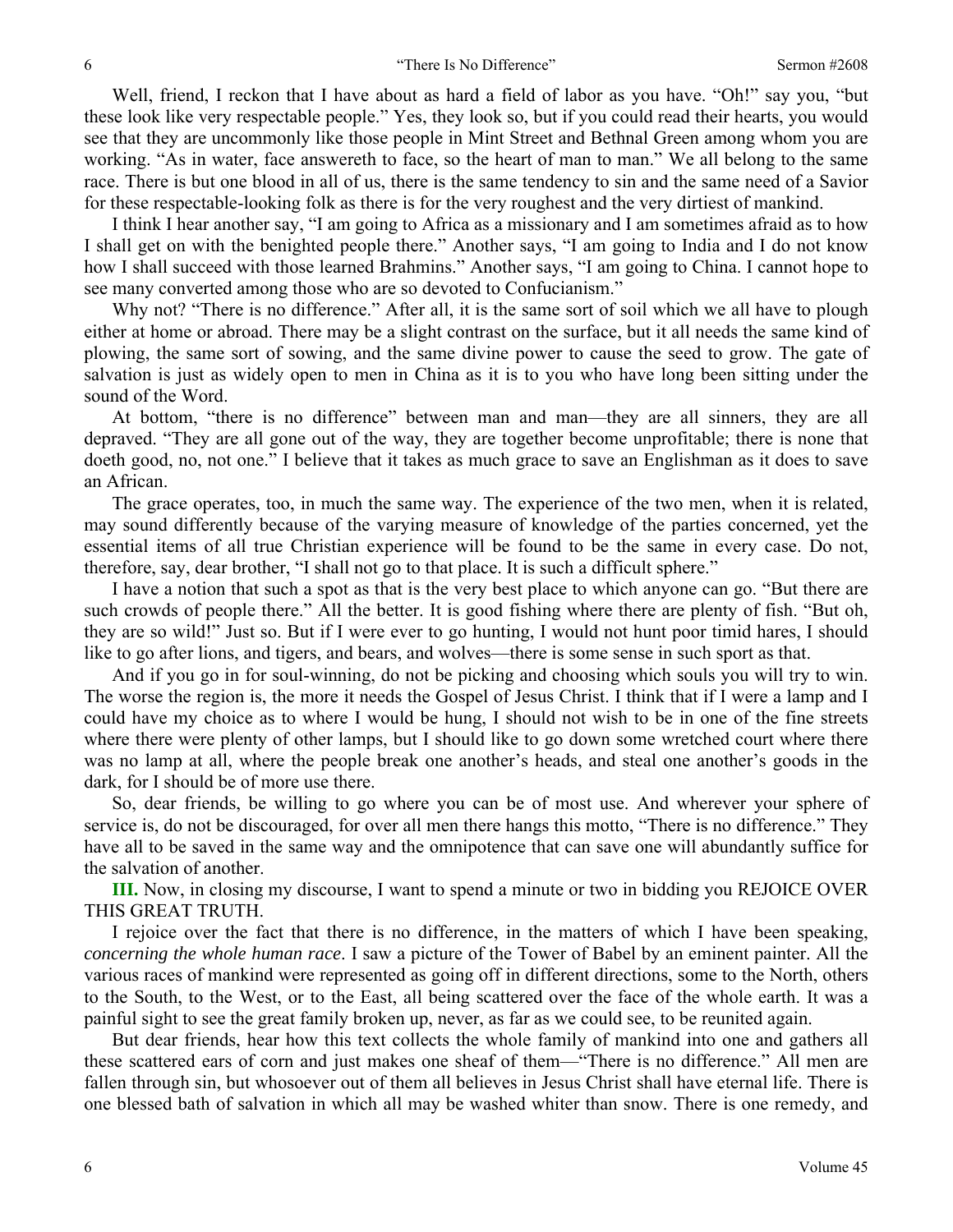Well, friend, I reckon that I have about as hard a field of labor as you have. "Oh!" say you, "but these look like very respectable people." Yes, they look so, but if you could read their hearts, you would see that they are uncommonly like those people in Mint Street and Bethnal Green among whom you are working. "As in water, face answereth to face, so the heart of man to man." We all belong to the same race. There is but one blood in all of us, there is the same tendency to sin and the same need of a Savior for these respectable-looking folk as there is for the very roughest and the very dirtiest of mankind.

I think I hear another say, "I am going to Africa as a missionary and I am sometimes afraid as to how I shall get on with the benighted people there." Another says, "I am going to India and I do not know how I shall succeed with those learned Brahmins." Another says, "I am going to China. I cannot hope to see many converted among those who are so devoted to Confucianism."

Why not? "There is no difference." After all, it is the same sort of soil which we all have to plough either at home or abroad. There may be a slight contrast on the surface, but it all needs the same kind of plowing, the same sort of sowing, and the same divine power to cause the seed to grow. The gate of salvation is just as widely open to men in China as it is to you who have long been sitting under the sound of the Word.

At bottom, "there is no difference" between man and man—they are all sinners, they are all depraved. "They are all gone out of the way, they are together become unprofitable; there is none that doeth good, no, not one." I believe that it takes as much grace to save an Englishman as it does to save an African.

The grace operates, too, in much the same way. The experience of the two men, when it is related, may sound differently because of the varying measure of knowledge of the parties concerned, yet the essential items of all true Christian experience will be found to be the same in every case. Do not, therefore, say, dear brother, "I shall not go to that place. It is such a difficult sphere."

I have a notion that such a spot as that is the very best place to which anyone can go. "But there are such crowds of people there." All the better. It is good fishing where there are plenty of fish. "But oh, they are so wild!" Just so. But if I were ever to go hunting, I would not hunt poor timid hares, I should like to go after lions, and tigers, and bears, and wolves—there is some sense in such sport as that.

And if you go in for soul-winning, do not be picking and choosing which souls you will try to win. The worse the region is, the more it needs the Gospel of Jesus Christ. I think that if I were a lamp and I could have my choice as to where I would be hung, I should not wish to be in one of the fine streets where there were plenty of other lamps, but I should like to go down some wretched court where there was no lamp at all, where the people break one another's heads, and steal one another's goods in the dark, for I should be of more use there.

So, dear friends, be willing to go where you can be of most use. And wherever your sphere of service is, do not be discouraged, for over all men there hangs this motto, "There is no difference." They have all to be saved in the same way and the omnipotence that can save one will abundantly suffice for the salvation of another.

**III.** Now, in closing my discourse, I want to spend a minute or two in bidding you REJOICE OVER THIS GREAT TRUTH.

I rejoice over the fact that there is no difference, in the matters of which I have been speaking, *concerning the whole human race*. I saw a picture of the Tower of Babel by an eminent painter. All the various races of mankind were represented as going off in different directions, some to the North, others to the South, to the West, or to the East, all being scattered over the face of the whole earth. It was a painful sight to see the great family broken up, never, as far as we could see, to be reunited again.

But dear friends, hear how this text collects the whole family of mankind into one and gathers all these scattered ears of corn and just makes one sheaf of them—"There is no difference." All men are fallen through sin, but whosoever out of them all believes in Jesus Christ shall have eternal life. There is one blessed bath of salvation in which all may be washed whiter than snow. There is one remedy, and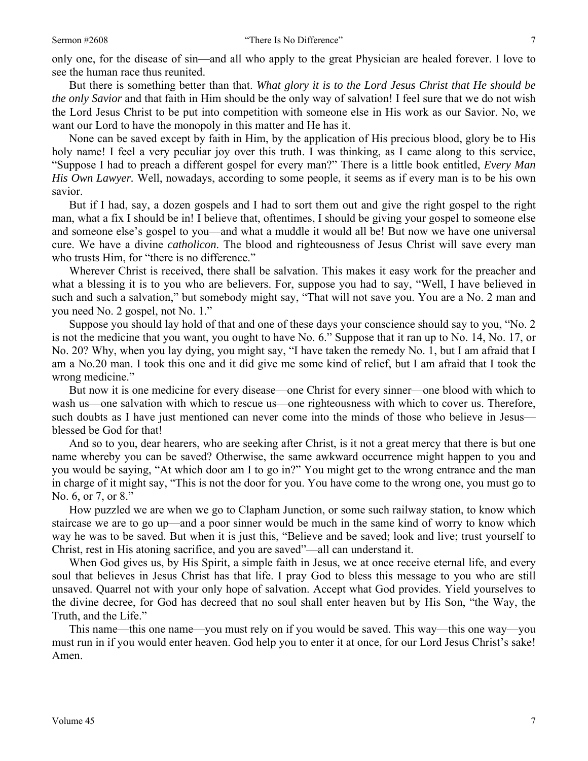only one, for the disease of sin—and all who apply to the great Physician are healed forever. I love to see the human race thus reunited.

But there is something better than that. *What glory it is to the Lord Jesus Christ that He should be the only Savior* and that faith in Him should be the only way of salvation! I feel sure that we do not wish the Lord Jesus Christ to be put into competition with someone else in His work as our Savior. No, we want our Lord to have the monopoly in this matter and He has it.

None can be saved except by faith in Him, by the application of His precious blood, glory be to His holy name! I feel a very peculiar joy over this truth. I was thinking, as I came along to this service, "Suppose I had to preach a different gospel for every man?" There is a little book entitled, *Every Man His Own Lawyer*. Well, nowadays, according to some people, it seems as if every man is to be his own savior.

But if I had, say, a dozen gospels and I had to sort them out and give the right gospel to the right man, what a fix I should be in! I believe that, oftentimes, I should be giving your gospel to someone else and someone else's gospel to you—and what a muddle it would all be! But now we have one universal cure. We have a divine *catholicon*. The blood and righteousness of Jesus Christ will save every man who trusts Him, for "there is no difference."

Wherever Christ is received, there shall be salvation. This makes it easy work for the preacher and what a blessing it is to you who are believers. For, suppose you had to say, "Well, I have believed in such and such a salvation," but somebody might say, "That will not save you. You are a No. 2 man and you need No. 2 gospel, not No. 1."

Suppose you should lay hold of that and one of these days your conscience should say to you, "No. 2 is not the medicine that you want, you ought to have No. 6." Suppose that it ran up to No. 14, No. 17, or No. 20? Why, when you lay dying, you might say, "I have taken the remedy No. 1, but I am afraid that I am a No.20 man. I took this one and it did give me some kind of relief, but I am afraid that I took the wrong medicine."

But now it is one medicine for every disease—one Christ for every sinner—one blood with which to wash us—one salvation with which to rescue us—one righteousness with which to cover us. Therefore, such doubts as I have just mentioned can never come into the minds of those who believe in Jesus—blessed be God for that!

And so to you, dear hearers, who are seeking after Christ, is it not a great mercy that there is but one name whereby you can be saved? Otherwise, the same awkward occurrence might happen to you and you would be saying, "At which door am I to go in?" You might get to the wrong entrance and the man in charge of it might say, "This is not the door for you. You have come to the wrong one, you must go to No. 6, or 7, or 8."

How puzzled we are when we go to Clapham Junction, or some such railway station, to know which staircase we are to go up—and a poor sinner would be much in the same kind of worry to know which way he was to be saved. But when it is just this, "Believe and be saved; look and live; trust yourself to Christ, rest in His atoning sacrifice, and you are saved"—all can understand it.

When God gives us, by His Spirit, a simple faith in Jesus, we at once receive eternal life, and every soul that believes in Jesus Christ has that life. I pray God to bless this message to you who are still unsaved. Quarrel not with your only hope of salvation. Accept what God provides. Yield yourselves to the divine decree, for God has decreed that no soul shall enter heaven but by His Son, "the Way, the Truth, and the Life."

This name—this one name—you must rely on if you would be saved. This way—this one way—you must run in if you would enter heaven. God help you to enter it at once, for our Lord Jesus Christ's sake! Amen.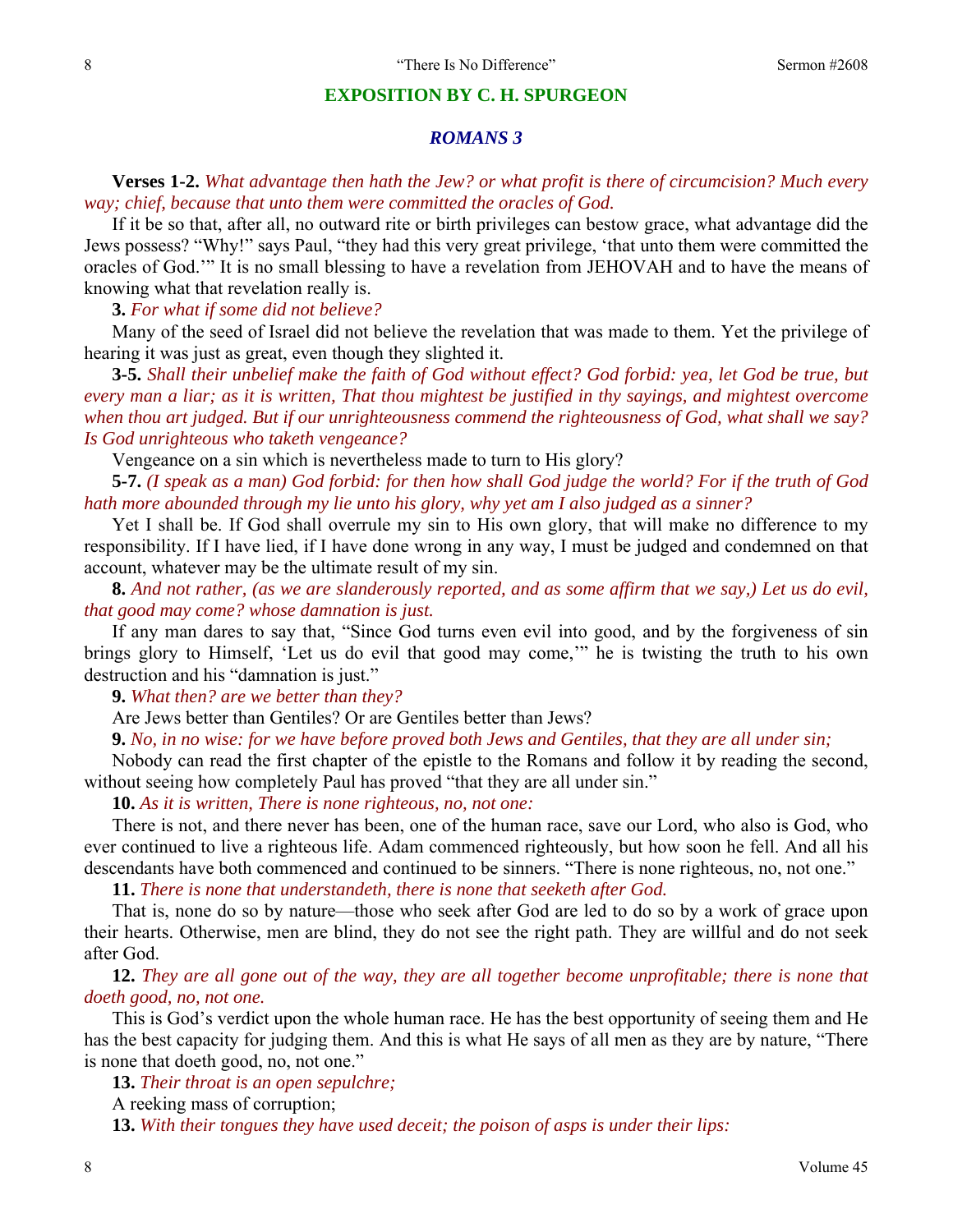## EXPOSITION BY C. H. SPURGEON

### *ROMANS 3*

**Verses 1-2.** *What advantage then hath the Jew? or what profit is there of circumcision? Much every way; chief, because that unto them were committed the oracles of God.*

If it be so that, after all, no outward rite or birth privileges can bestow grace, what advantage did the Jews possess? "Why!" says Paul, "they had this very great privilege, 'that unto them were committed the oracles of God.'" It is no small blessing to have a revelation from JEHOVAH and to have the means of knowing what that revelation really is.

**3.** *For what if some did not believe?*

Many of the seed of Israel did not believe the revelation that was made to them. Yet the privilege of hearing it was just as great, even though they slighted it.

**3-5.** *Shall their unbelief make the faith of God without effect? God forbid: yea, let God be true, but every man a liar; as it is written, That thou mightest be justified in thy sayings, and mightest overcome when thou art judged. But if our unrighteousness commend the righteousness of God, what shall we say? Is God unrighteous who taketh vengeance?*

Vengeance on a sin which is nevertheless made to turn to His glory?

**5-7.** *(I speak as a man) God forbid: for then how shall God judge the world? For if the truth of God hath more abounded through my lie unto his glory, why yet am I also judged as a sinner?*

Yet I shall be. If God shall overrule my sin to His own glory, that will make no difference to my responsibility. If I have lied, if I have done wrong in any way, I must be judged and condemned on that account, whatever may be the ultimate result of my sin.

**8.** *And not rather, (as we are slanderously reported, and as some affirm that we say,) Let us do evil, that good may come? whose damnation is just.*

If any man dares to say that, "Since God turns even evil into good, and by the forgiveness of sin brings glory to Himself, 'Let us do evil that good may come,'" he is twisting the truth to his own destruction and his "damnation is just."

**9.** *What then? are we better than they?*

Are Jews better than Gentiles? Or are Gentiles better than Jews?

**9.** *No, in no wise: for we have before proved both Jews and Gentiles, that they are all under sin;*

Nobody can read the first chapter of the epistle to the Romans and follow it by reading the second, without seeing how completely Paul has proved "that they are all under sin."

**10.** *As it is written, There is none righteous, no, not one:*

There is not, and there never has been, one of the human race, save our Lord, who also is God, who ever continued to live a righteous life. Adam commenced righteously, but how soon he fell. And all his descendants have both commenced and continued to be sinners. "There is none righteous, no, not one."

**11.** *There is none that understandeth, there is none that seeketh after God.*

That is, none do so by nature—those who seek after God are led to do so by a work of grace upon their hearts. Otherwise, men are blind, they do not see the right path. They are willful and do not seek after God.

**12.** *They are all gone out of the way, they are all together become unprofitable; there is none that doeth good, no, not one.*

This is God's verdict upon the whole human race. He has the best opportunity of seeing them and He has the best capacity for judging them. And this is what He says of all men as they are by nature, "There is none that doeth good, no, not one."

**13.** *Their throat is an open sepulchre;*

A reeking mass of corruption;

**13.** *With their tongues they have used deceit; the poison of asps is under their lips:*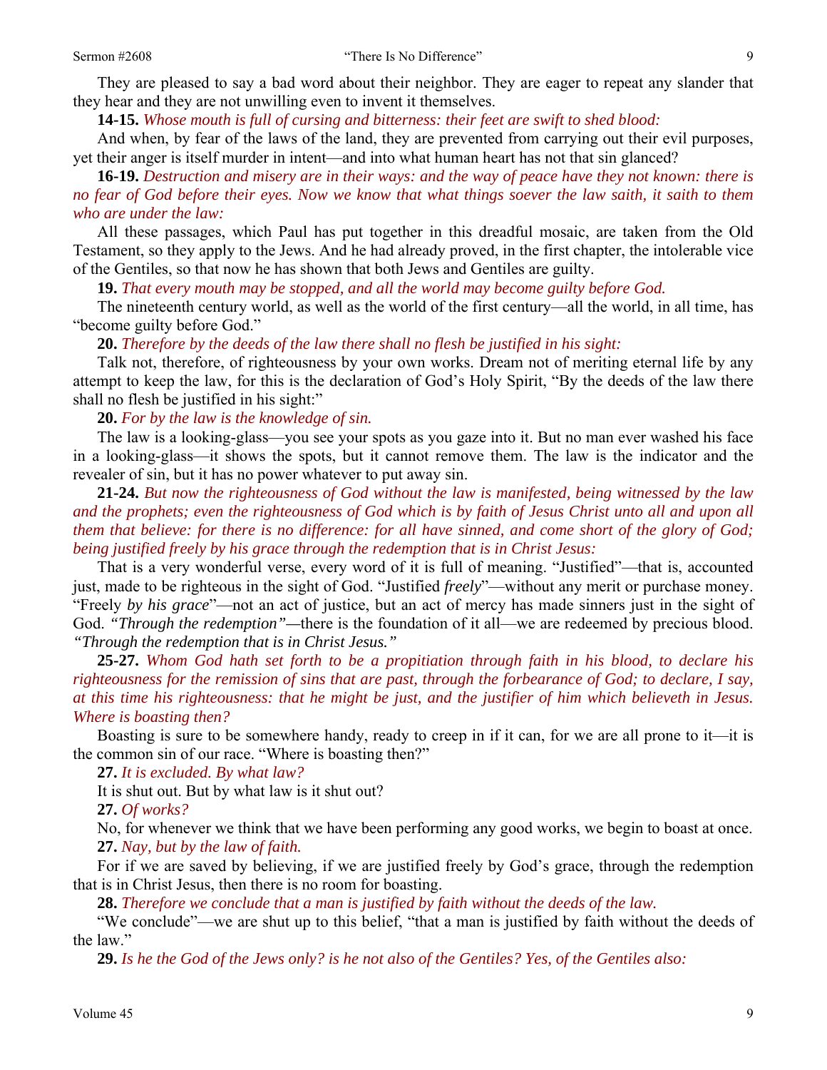They are pleased to say a bad word about their neighbor. They are eager to repeat any slander that they hear and they are not unwilling even to invent it themselves.

**14-15.** *Whose mouth is full of cursing and bitterness: their feet are swift to shed blood:*

And when, by fear of the laws of the land, they are prevented from carrying out their evil purposes, yet their anger is itself murder in intent—and into what human heart has not that sin glanced?

**16-19.** *Destruction and misery are in their ways: and the way of peace have they not known: there is no fear of God before their eyes. Now we know that what things soever the law saith, it saith to them who are under the law:*

All these passages, which Paul has put together in this dreadful mosaic, are taken from the Old Testament, so they apply to the Jews. And he had already proved, in the first chapter, the intolerable vice of the Gentiles, so that now he has shown that both Jews and Gentiles are guilty.

**19.** *That every mouth may be stopped, and all the world may become guilty before God.*

The nineteenth century world, as well as the world of the first century—all the world, in all time, has "become guilty before God."

**20.** *Therefore by the deeds of the law there shall no flesh be justified in his sight:*

Talk not, therefore, of righteousness by your own works. Dream not of meriting eternal life by any attempt to keep the law, for this is the declaration of God's Holy Spirit, "By the deeds of the law there shall no flesh be justified in his sight:"

**20.** *For by the law is the knowledge of sin.*

The law is a looking-glass—you see your spots as you gaze into it. But no man ever washed his face in a looking-glass—it shows the spots, but it cannot remove them. The law is the indicator and the revealer of sin, but it has no power whatever to put away sin.

**21-24.** *But now the righteousness of God without the law is manifested, being witnessed by the law and the prophets; even the righteousness of God which is by faith of Jesus Christ unto all and upon all them that believe: for there is no difference: for all have sinned, and come short of the glory of God; being justified freely by his grace through the redemption that is in Christ Jesus:*

That is a very wonderful verse, every word of it is full of meaning. "Justified"—that is, accounted just, made to be righteous in the sight of God. "Justified *freely*"—without any merit or purchase money. "Freely *by his grace*"—not an act of justice, but an act of mercy has made sinners just in the sight of God. *"Through the redemption"*—there is the foundation of it all—we are redeemed by precious blood. *"Through the redemption that is in Christ Jesus."*

**25-27.** *Whom God hath set forth to be a propitiation through faith in his blood, to declare his righteousness for the remission of sins that are past, through the forbearance of God; to declare, I say, at this time his righteousness: that he might be just, and the justifier of him which believeth in Jesus. Where is boasting then?*

Boasting is sure to be somewhere handy, ready to creep in if it can, for we are all prone to it—it is the common sin of our race. "Where is boasting then?"

**27.** *It is excluded. By what law?*

It is shut out. But by what law is it shut out?

**27.** *Of works?*

No, for whenever we think that we have been performing any good works, we begin to boast at once.

**27.** *Nay, but by the law of faith.*

For if we are saved by believing, if we are justified freely by God's grace, through the redemption that is in Christ Jesus, then there is no room for boasting.

**28.** *Therefore we conclude that a man is justified by faith without the deeds of the law.*

"We conclude"—we are shut up to this belief, "that a man is justified by faith without the deeds of the law."

**29.** *Is he the God of the Jews only? is he not also of the Gentiles? Yes, of the Gentiles also:*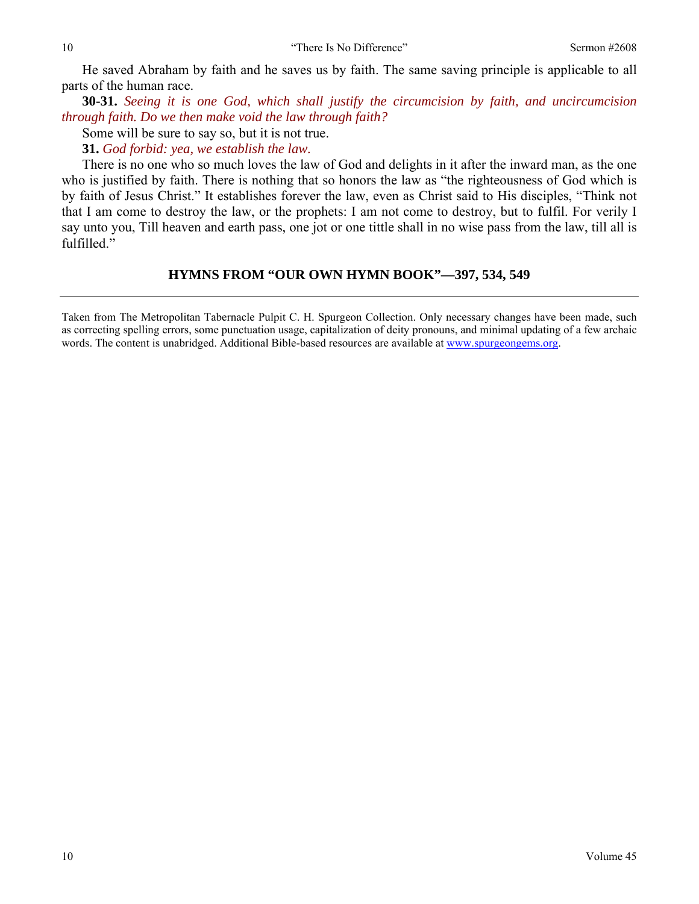He saved Abraham by faith and he saves us by faith. The same saving principle is applicable to all parts of the human race.

**30-31.** *Seeing it is one God, which shall justify the circumcision by faith, and uncircumcision through faith. Do we then make void the law through faith?*

Some will be sure to say so, but it is not true.

**31.** *God forbid: yea, we establish the law.*

There is no one who so much loves the law of God and delights in it after the inward man, as the one who is justified by faith. There is nothing that so honors the law as "the righteousness of God which is by faith of Jesus Christ." It establishes forever the law, even as Christ said to His disciples, "Think not that I am come to destroy the law, or the prophets: I am not come to destroy, but to fulfil. For verily I say unto you, Till heaven and earth pass, one jot or one tittle shall in no wise pass from the law, till all is fulfilled."

## HYMNS FROM "OUR OWN HYMN BOOK"—397, 534, 549

---

Taken from The Metropolitan Tabernacle Pulpit C. H. Spurgeon Collection. Only necessary changes have been made, such as correcting spelling errors, some punctuation usage, capitalization of deity pronouns, and minimal updating of a few archaic words. The content is unabridged. Additional Bible-based resources are available at www.spurgeongems.org.